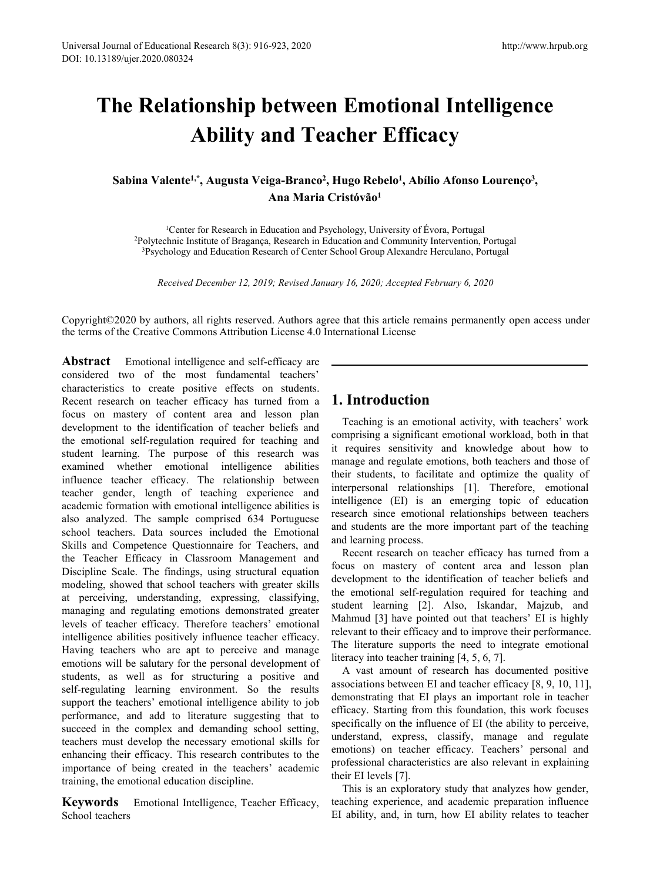# The Relationship between Emotional Intelligence Ability and Teacher Efficacy

**Sabina Valente[1,*], Augusta Veiga-Branco[2], Hugo Rebelo[1], Abílio Afonso Lourenço[3], Ana Maria Cristóvão[1]**

[1]Center for Research in Education and Psychology, University of Évora, Portugal
[2]Polytechnic Institute of Bragança, Research in Education and Community Intervention, Portugal
[3]Psychology and Education Research of Center School Group Alexandre Herculano, Portugal

*Received December 12, 2019; Revised January 16, 2020; Accepted February 6, 2020*

Copyright©2020 by authors, all rights reserved. Authors agree that this article remains permanently open access under the terms of the Creative Commons Attribution License 4.0 International License

**Abstract** Emotional intelligence and self-efficacy are considered two of the most fundamental teachers' characteristics to create positive effects on students. Recent research on teacher efficacy has turned from a focus on mastery of content area and lesson plan development to the identification of teacher beliefs and the emotional self-regulation required for teaching and student learning. The purpose of this research was examined whether emotional intelligence abilities influence teacher efficacy. The relationship between teacher gender, length of teaching experience and academic formation with emotional intelligence abilities is also analyzed. The sample comprised 634 Portuguese school teachers. Data sources included the Emotional Skills and Competence Questionnaire for Teachers, and the Teacher Efficacy in Classroom Management and Discipline Scale. The findings, using structural equation modeling, showed that school teachers with greater skills at perceiving, understanding, expressing, classifying, managing and regulating emotions demonstrated greater levels of teacher efficacy. Therefore teachers' emotional intelligence abilities positively influence teacher efficacy. Having teachers who are apt to perceive and manage emotions will be salutary for the personal development of students, as well as for structuring a positive and self-regulating learning environment. So the results support the teachers' emotional intelligence ability to job performance, and add to literature suggesting that to succeed in the complex and demanding school setting, teachers must develop the necessary emotional skills for enhancing their efficacy. This research contributes to the importance of being created in the teachers' academic training, the emotional education discipline.

**Keywords** Emotional Intelligence, Teacher Efficacy, School teachers

## 1. Introduction

Teaching is an emotional activity, with teachers' work comprising a significant emotional workload, both in that it requires sensitivity and knowledge about how to manage and regulate emotions, both teachers and those of their students, to facilitate and optimize the quality of interpersonal relationships [1]. Therefore, emotional intelligence (EI) is an emerging topic of education research since emotional relationships between teachers and students are the more important part of the teaching and learning process.

Recent research on teacher efficacy has turned from a focus on mastery of content area and lesson plan development to the identification of teacher beliefs and the emotional self-regulation required for teaching and student learning [2]. Also, Iskandar, Majzub, and Mahmud [3] have pointed out that teachers' EI is highly relevant to their efficacy and to improve their performance. The literature supports the need to integrate emotional literacy into teacher training [4, 5, 6, 7].

A vast amount of research has documented positive associations between EI and teacher efficacy [8, 9, 10, 11], demonstrating that EI plays an important role in teacher efficacy. Starting from this foundation, this work focuses specifically on the influence of EI (the ability to perceive, understand, express, classify, manage and regulate emotions) on teacher efficacy. Teachers' personal and professional characteristics are also relevant in explaining their EI levels [7].

This is an exploratory study that analyzes how gender, teaching experience, and academic preparation influence EI ability, and, in turn, how EI ability relates to teacher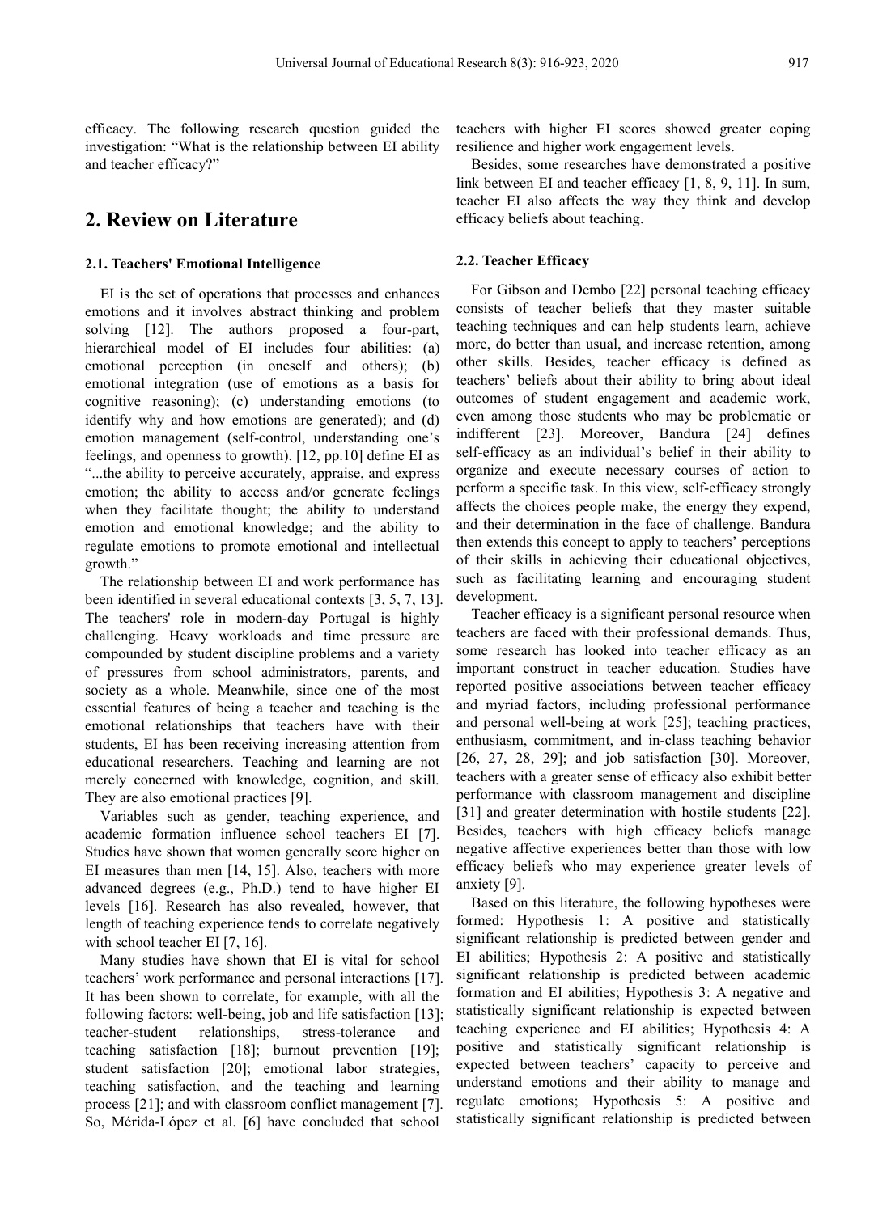efficacy. The following research question guided the investigation: "What is the relationship between EI ability and teacher efficacy?"

## 2. Review on Literature

### 2.1. Teachers' Emotional Intelligence

EI is the set of operations that processes and enhances emotions and it involves abstract thinking and problem solving [12]. The authors proposed a four-part, hierarchical model of EI includes four abilities: (a) emotional perception (in oneself and others); (b) emotional integration (use of emotions as a basis for cognitive reasoning); (c) understanding emotions (to identify why and how emotions are generated); and (d) emotion management (self-control, understanding one's feelings, and openness to growth). [12, pp.10] define EI as "...the ability to perceive accurately, appraise, and express emotion; the ability to access and/or generate feelings when they facilitate thought; the ability to understand emotion and emotional knowledge; and the ability to regulate emotions to promote emotional and intellectual growth."

The relationship between EI and work performance has been identified in several educational contexts [3, 5, 7, 13]. The teachers' role in modern-day Portugal is highly challenging. Heavy workloads and time pressure are compounded by student discipline problems and a variety of pressures from school administrators, parents, and society as a whole. Meanwhile, since one of the most essential features of being a teacher and teaching is the emotional relationships that teachers have with their students, EI has been receiving increasing attention from educational researchers. Teaching and learning are not merely concerned with knowledge, cognition, and skill. They are also emotional practices [9].

Variables such as gender, teaching experience, and academic formation influence school teachers EI [7]. Studies have shown that women generally score higher on EI measures than men [14, 15]. Also, teachers with more advanced degrees (e.g., Ph.D.) tend to have higher EI levels [16]. Research has also revealed, however, that length of teaching experience tends to correlate negatively with school teacher EI [7, 16].

Many studies have shown that EI is vital for school teachers' work performance and personal interactions [17]. It has been shown to correlate, for example, with all the following factors: well-being, job and life satisfaction [13]; teacher-student relationships, stress-tolerance and teaching satisfaction [18]; burnout prevention [19]; student satisfaction [20]; emotional labor strategies, teaching satisfaction, and the teaching and learning process [21]; and with classroom conflict management [7]. So, Mérida-López et al. [6] have concluded that school teachers with higher EI scores showed greater coping resilience and higher work engagement levels.

Besides, some researches have demonstrated a positive link between EI and teacher efficacy [1, 8, 9, 11]. In sum, teacher EI also affects the way they think and develop efficacy beliefs about teaching.

### 2.2. Teacher Efficacy

For Gibson and Dembo [22] personal teaching efficacy consists of teacher beliefs that they master suitable teaching techniques and can help students learn, achieve more, do better than usual, and increase retention, among other skills. Besides, teacher efficacy is defined as teachers' beliefs about their ability to bring about ideal outcomes of student engagement and academic work, even among those students who may be problematic or indifferent [23]. Moreover, Bandura [24] defines self-efficacy as an individual's belief in their ability to organize and execute necessary courses of action to perform a specific task. In this view, self-efficacy strongly affects the choices people make, the energy they expend, and their determination in the face of challenge. Bandura then extends this concept to apply to teachers' perceptions of their skills in achieving their educational objectives, such as facilitating learning and encouraging student development.

Teacher efficacy is a significant personal resource when teachers are faced with their professional demands. Thus, some research has looked into teacher efficacy as an important construct in teacher education. Studies have reported positive associations between teacher efficacy and myriad factors, including professional performance and personal well-being at work [25]; teaching practices, enthusiasm, commitment, and in-class teaching behavior [26, 27, 28, 29]; and job satisfaction [30]. Moreover, teachers with a greater sense of efficacy also exhibit better performance with classroom management and discipline [31] and greater determination with hostile students [22]. Besides, teachers with high efficacy beliefs manage negative affective experiences better than those with low efficacy beliefs who may experience greater levels of anxiety [9].

Based on this literature, the following hypotheses were formed: Hypothesis 1: A positive and statistically significant relationship is predicted between gender and EI abilities; Hypothesis 2: A positive and statistically significant relationship is predicted between academic formation and EI abilities; Hypothesis 3: A negative and statistically significant relationship is expected between teaching experience and EI abilities; Hypothesis 4: A positive and statistically significant relationship is expected between teachers' capacity to perceive and understand emotions and their ability to manage and regulate emotions; Hypothesis 5: A positive and statistically significant relationship is predicted between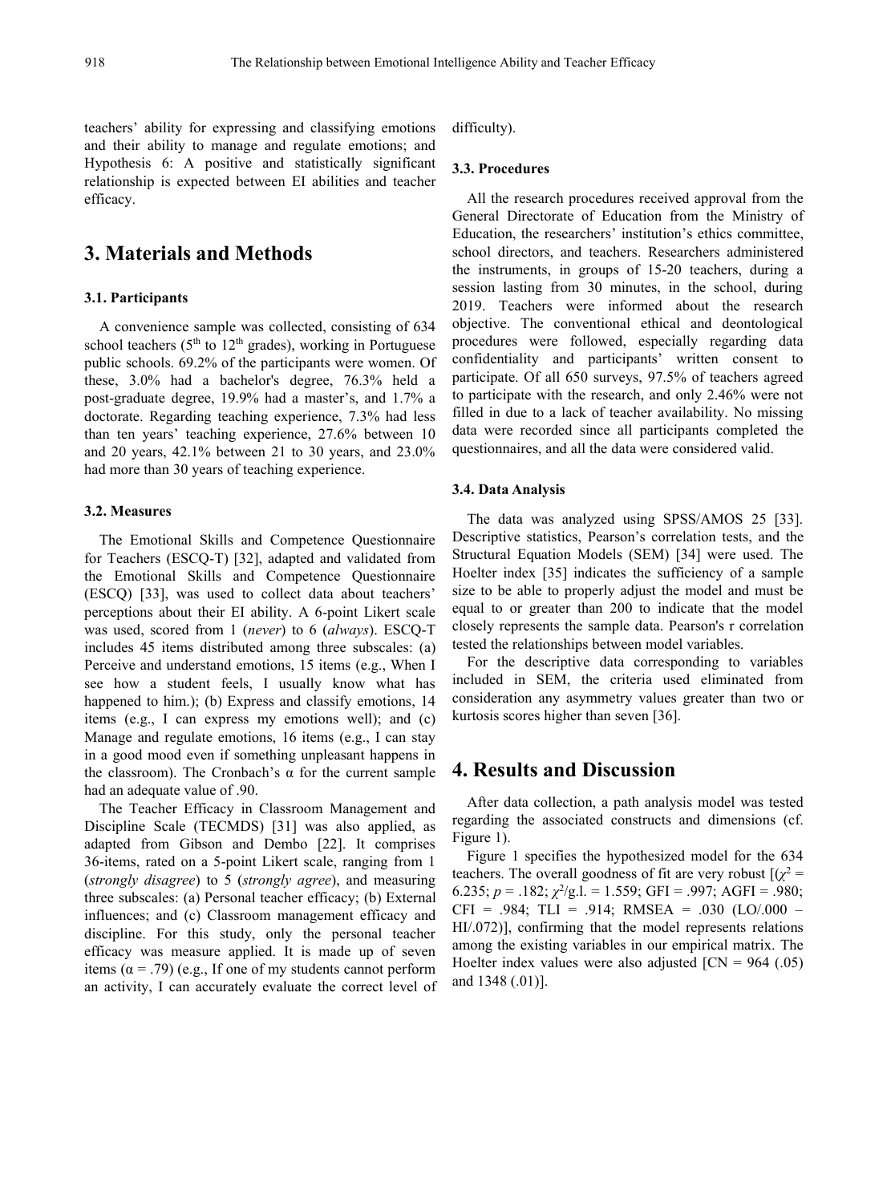teachers' ability for expressing and classifying emotions and their ability to manage and regulate emotions; and Hypothesis 6: A positive and statistically significant relationship is expected between EI abilities and teacher efficacy.

# 3. Materials and Methods

### 3.1. Participants

A convenience sample was collected, consisting of 634 school teachers (5th to 12th grades), working in Portuguese public schools. 69.2% of the participants were women. Of these, 3.0% had a bachelor's degree, 76.3% held a post-graduate degree, 19.9% had a master's, and 1.7% a doctorate. Regarding teaching experience, 7.3% had less than ten years' teaching experience, 27.6% between 10 and 20 years, 42.1% between 21 to 30 years, and 23.0% had more than 30 years of teaching experience.

### 3.2. Measures

The Emotional Skills and Competence Questionnaire for Teachers (ESCQ-T) [32], adapted and validated from the Emotional Skills and Competence Questionnaire (ESCQ) [33], was used to collect data about teachers' perceptions about their EI ability. A 6-point Likert scale was used, scored from 1 (*never*) to 6 (*always*). ESCQ-T includes 45 items distributed among three subscales: (a) Perceive and understand emotions, 15 items (e.g., When I see how a student feels, I usually know what has happened to him.); (b) Express and classify emotions, 14 items (e.g., I can express my emotions well); and (c) Manage and regulate emotions, 16 items (e.g., I can stay in a good mood even if something unpleasant happens in the classroom). The Cronbach's α for the current sample had an adequate value of .90.

The Teacher Efficacy in Classroom Management and Discipline Scale (TECMDS) [31] was also applied, as adapted from Gibson and Dembo [22]. It comprises 36-items, rated on a 5-point Likert scale, ranging from 1 (*strongly disagree*) to 5 (*strongly agree*), and measuring three subscales: (a) Personal teacher efficacy; (b) External influences; and (c) Classroom management efficacy and discipline. For this study, only the personal teacher efficacy was measure applied. It is made up of seven items (α = .79) (e.g., If one of my students cannot perform an activity, I can accurately evaluate the correct level of difficulty).

### 3.3. Procedures

All the research procedures received approval from the General Directorate of Education from the Ministry of Education, the researchers' institution's ethics committee, school directors, and teachers. Researchers administered the instruments, in groups of 15-20 teachers, during a session lasting from 30 minutes, in the school, during 2019. Teachers were informed about the research objective. The conventional ethical and deontological procedures were followed, especially regarding data confidentiality and participants' written consent to participate. Of all 650 surveys, 97.5% of teachers agreed to participate with the research, and only 2.46% were not filled in due to a lack of teacher availability. No missing data were recorded since all participants completed the questionnaires, and all the data were considered valid.

### 3.4. Data Analysis

The data was analyzed using SPSS/AMOS 25 [33]. Descriptive statistics, Pearson's correlation tests, and the Structural Equation Models (SEM) [34] were used. The Hoelter index [35] indicates the sufficiency of a sample size to be able to properly adjust the model and must be equal to or greater than 200 to indicate that the model closely represents the sample data. Pearson's r correlation tested the relationships between model variables.

For the descriptive data corresponding to variables included in SEM, the criteria used eliminated from consideration any asymmetry values greater than two or kurtosis scores higher than seven [36].

# 4. Results and Discussion

After data collection, a path analysis model was tested regarding the associated constructs and dimensions (cf. Figure 1).

Figure 1 specifies the hypothesized model for the 634 teachers. The overall goodness of fit are very robust [($\chi^2$ = 6.235; $p$ = .182; $\chi^2$/g.l. = 1.559; GFI = .997; AGFI = .980; CFI = .984; TLI = .914; RMSEA = .030 (LO/.000 – HI/.072)], confirming that the model represents relations among the existing variables in our empirical matrix. The Hoelter index values were also adjusted [CN = 964 (.05) and 1348 (.01)].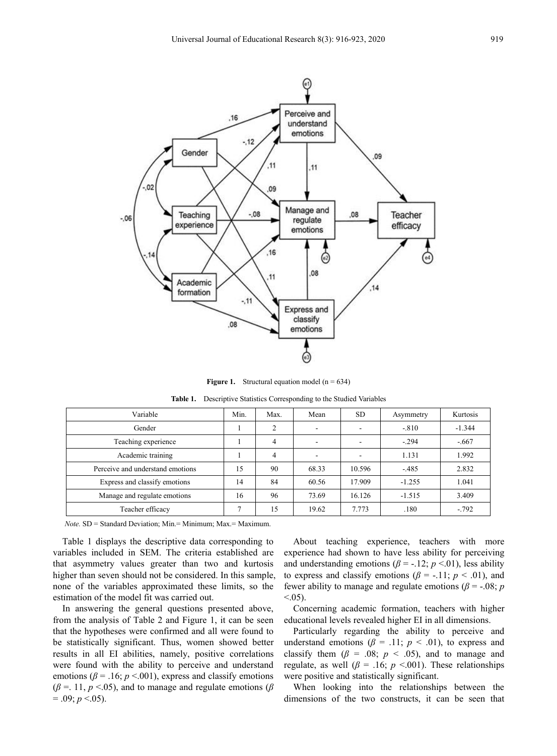**Figure 1.** Structural equation model (n = 634)

**Table 1.** Descriptive Statistics Corresponding to the Studied Variables

| Variable | Min. | Max. | Mean | SD | Asymmetry | Kurtosis |
|---|---|---|---|---|---|---|
| Gender | 1 | 2 | - | - | -.810 | -1.344 |
| Teaching experience | 1 | 4 | - | - | -.294 | -.667 |
| Academic training | 1 | 4 | - | - | 1.131 | 1.992 |
| Perceive and understand emotions | 15 | 90 | 68.33 | 10.596 | -.485 | 2.832 |
| Express and classify emotions | 14 | 84 | 60.56 | 17.909 | -1.255 | 1.041 |
| Manage and regulate emotions | 16 | 96 | 73.69 | 16.126 | -1.515 | 3.409 |
| Teacher efficacy | 7 | 15 | 19.62 | 7.773 | .180 | -.792 |

*Note.* SD = Standard Deviation; Min.= Minimum; Max.= Maximum.

Table 1 displays the descriptive data corresponding to variables included in SEM. The criteria established are that asymmetry values greater than two and kurtosis higher than seven should not be considered. In this sample, none of the variables approximated these limits, so the estimation of the model fit was carried out.

In answering the general questions presented above, from the analysis of Table 2 and Figure 1, it can be seen that the hypotheses were confirmed and all were found to be statistically significant. Thus, women showed better results in all EI abilities, namely, positive correlations were found with the ability to perceive and understand emotions ($\beta = .16$; $p < .001$), express and classify emotions ($\beta = .11$, $p < .05$), and to manage and regulate emotions ($\beta = .09$; $p < .05$).

About teaching experience, teachers with more experience had shown to have less ability for perceiving and understanding emotions ($\beta = -.12$; $p < .01$), less ability to express and classify emotions ($\beta = -.11$; $p < .01$), and fewer ability to manage and regulate emotions ($\beta = -.08$; $p < .05$).

Concerning academic formation, teachers with higher educational levels revealed higher EI in all dimensions.

Particularly regarding the ability to perceive and understand emotions ($\beta = .11$; $p < .01$), to express and classify them ($\beta = .08$; $p < .05$), and to manage and regulate, as well ($\beta = .16$; $p < .001$). These relationships were positive and statistically significant.

When looking into the relationships between the dimensions of the two constructs, it can be seen that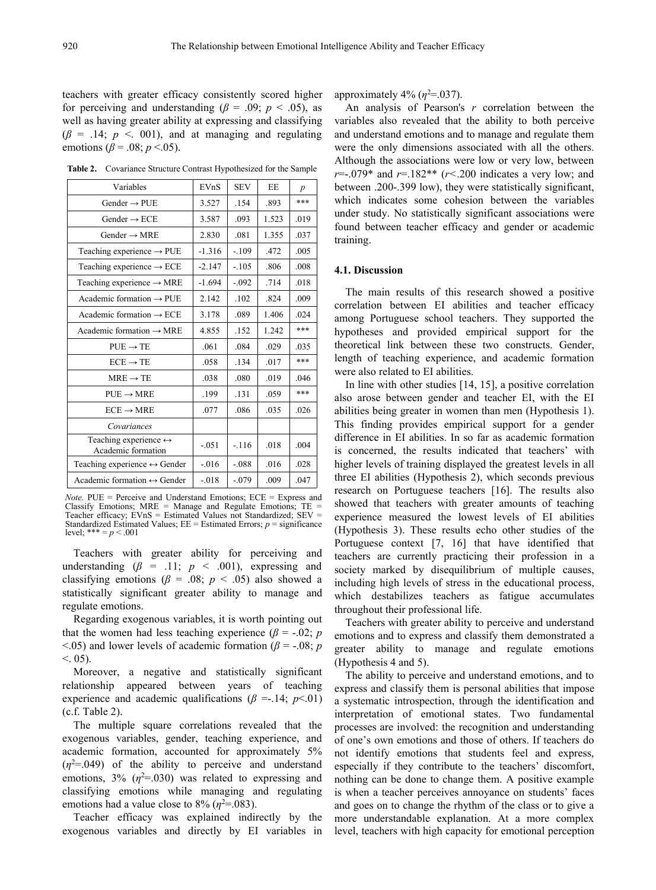teachers with greater efficacy consistently scored higher for perceiving and understanding ($\beta$ = .09; $p$ < .05), as well as having greater ability at expressing and classifying ($\beta$ = .14; $p$ <. 001), and at managing and regulating emotions ($\beta$ = .08; $p$ <.05).

**Table 2.** Covariance Structure Contrast Hypothesized for the Sample

| Variables | EVnS | SEV | EE | *p* |
|---|---|---|---|---|
| Gender → PUE | 3.527 | .154 | .893 | *** |
| Gender → ECE | 3.587 | .093 | 1.523 | .019 |
| Gender → MRE | 2.830 | .081 | 1.355 | .037 |
| Teaching experience → PUE | -1.316 | -.109 | .472 | .005 |
| Teaching experience → ECE | -2.147 | -.105 | .806 | .008 |
| Teaching experience → MRE | -1.694 | -.092 | .714 | .018 |
| Academic formation → PUE | 2.142 | .102 | .824 | .009 |
| Academic formation → ECE | 3.178 | .089 | 1.406 | .024 |
| Academic formation → MRE | 4.855 | .152 | 1.242 | *** |
| PUE → TE | .061 | .084 | .029 | .035 |
| ECE → TE | .058 | .134 | .017 | *** |
| MRE → TE | .038 | .080 | .019 | .046 |
| PUE → MRE | .199 | .131 | .059 | *** |
| ECE → MRE | .077 | .086 | .035 | .026 |
| *Covariances* | | | | |
| Teaching experience ↔ Academic formation | -.051 | -.116 | .018 | .004 |
| Teaching experience ↔ Gender | -.016 | -.088 | .016 | .028 |
| Academic formation ↔ Gender | -.018 | -.079 | .009 | .047 |

*Note.* PUE = Perceive and Understand Emotions; ECE = Express and Classify Emotions; MRE = Manage and Regulate Emotions; TE = Teacher efficacy; EVnS = Estimated Values not Standardized; SEV = Standardized Estimated Values; EE = Estimated Errors; p = significance level; *** = $p$ < .001

Teachers with greater ability for perceiving and understanding ($\beta$ = .11; $p$ < .001), expressing and classifying emotions ($\beta$ = .08; $p$ < .05) also showed a statistically significant greater ability to manage and regulate emotions.

Regarding exogenous variables, it is worth pointing out that the women had less teaching experience ($\beta$ = -.02; $p$ <.05) and lower levels of academic formation ($\beta$ = -.08; $p$ <. 05).

Moreover, a negative and statistically significant relationship appeared between years of teaching experience and academic qualifications ($\beta$ =-.14; $p$<.01) (c.f. Table 2).

The multiple square correlations revealed that the exogenous variables, gender, teaching experience, and academic formation, accounted for approximately 5% ($\eta^2$=.049) of the ability to perceive and understand emotions, 3% ($\eta^2$=.030) was related to expressing and classifying emotions while managing and regulating emotions had a value close to 8% ($\eta^2$=.083).

Teacher efficacy was explained indirectly by the exogenous variables and directly by EI variables in approximately 4% ($\eta^2$=.037).

An analysis of Pearson's $r$ correlation between the variables also revealed that the ability to both perceive and understand emotions and to manage and regulate them were the only dimensions associated with all the others. Although the associations were low or very low, between $r$=-.079* and $r$=.182** ($r$<.200 indicates a very low; and between .200-.399 low), they were statistically significant, which indicates some cohesion between the variables under study. No statistically significant associations were found between teacher efficacy and gender or academic training.

### 4.1. Discussion

The main results of this research showed a positive correlation between EI abilities and teacher efficacy among Portuguese school teachers. They supported the hypotheses and provided empirical support for the theoretical link between these two constructs. Gender, length of teaching experience, and academic formation were also related to EI abilities.

In line with other studies [14, 15], a positive correlation also arose between gender and teacher EI, with the EI abilities being greater in women than men (Hypothesis 1). This finding provides empirical support for a gender difference in EI abilities. In so far as academic formation is concerned, the results indicated that teachers' with higher levels of training displayed the greatest levels in all three EI abilities (Hypothesis 2), which seconds previous research on Portuguese teachers [16]. The results also showed that teachers with greater amounts of teaching experience measured the lowest levels of EI abilities (Hypothesis 3). These results echo other studies of the Portuguese context [7, 16] that have identified that teachers are currently practicing their profession in a society marked by disequilibrium of multiple causes, including high levels of stress in the educational process, which destabilizes teachers as fatigue accumulates throughout their professional life.

Teachers with greater ability to perceive and understand emotions and to express and classify them demonstrated a greater ability to manage and regulate emotions (Hypothesis 4 and 5).

The ability to perceive and understand emotions, and to express and classify them is personal abilities that impose a systematic introspection, through the identification and interpretation of emotional states. Two fundamental processes are involved: the recognition and understanding of one's own emotions and those of others. If teachers do not identify emotions that students feel and express, especially if they contribute to the teachers' discomfort, nothing can be done to change them. A positive example is when a teacher perceives annoyance on students' faces and goes on to change the rhythm of the class or to give a more understandable explanation. At a more complex level, teachers with high capacity for emotional perception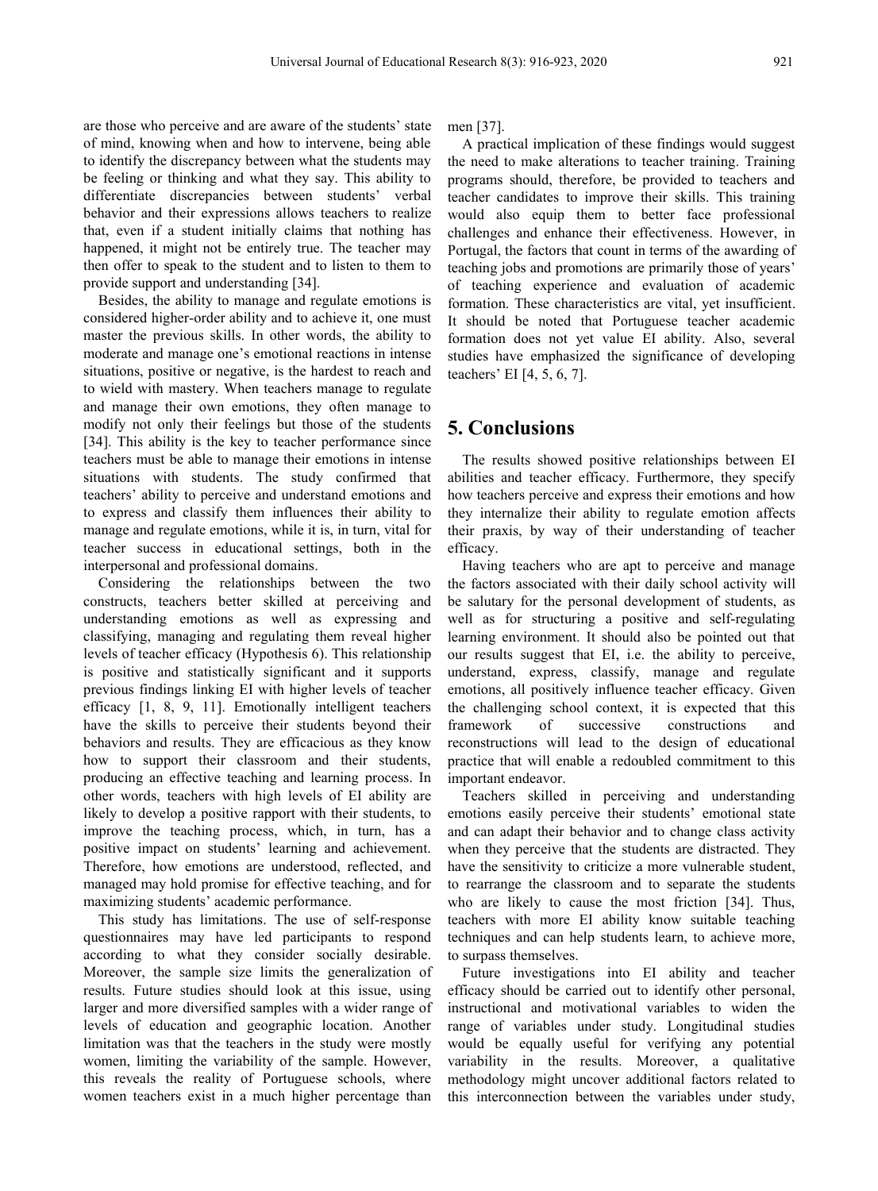are those who perceive and are aware of the students' state of mind, knowing when and how to intervene, being able to identify the discrepancy between what the students may be feeling or thinking and what they say. This ability to differentiate discrepancies between students' verbal behavior and their expressions allows teachers to realize that, even if a student initially claims that nothing has happened, it might not be entirely true. The teacher may then offer to speak to the student and to listen to them to provide support and understanding [34].

Besides, the ability to manage and regulate emotions is considered higher-order ability and to achieve it, one must master the previous skills. In other words, the ability to moderate and manage one's emotional reactions in intense situations, positive or negative, is the hardest to reach and to wield with mastery. When teachers manage to regulate and manage their own emotions, they often manage to modify not only their feelings but those of the students [34]. This ability is the key to teacher performance since teachers must be able to manage their emotions in intense situations with students. The study confirmed that teachers' ability to perceive and understand emotions and to express and classify them influences their ability to manage and regulate emotions, while it is, in turn, vital for teacher success in educational settings, both in the interpersonal and professional domains.

Considering the relationships between the two constructs, teachers better skilled at perceiving and understanding emotions as well as expressing and classifying, managing and regulating them reveal higher levels of teacher efficacy (Hypothesis 6). This relationship is positive and statistically significant and it supports previous findings linking EI with higher levels of teacher efficacy [1, 8, 9, 11]. Emotionally intelligent teachers have the skills to perceive their students beyond their behaviors and results. They are efficacious as they know how to support their classroom and their students, producing an effective teaching and learning process. In other words, teachers with high levels of EI ability are likely to develop a positive rapport with their students, to improve the teaching process, which, in turn, has a positive impact on students' learning and achievement. Therefore, how emotions are understood, reflected, and managed may hold promise for effective teaching, and for maximizing students' academic performance.

This study has limitations. The use of self-response questionnaires may have led participants to respond according to what they consider socially desirable. Moreover, the sample size limits the generalization of results. Future studies should look at this issue, using larger and more diversified samples with a wider range of levels of education and geographic location. Another limitation was that the teachers in the study were mostly women, limiting the variability of the sample. However, this reveals the reality of Portuguese schools, where women teachers exist in a much higher percentage than men [37].

A practical implication of these findings would suggest the need to make alterations to teacher training. Training programs should, therefore, be provided to teachers and teacher candidates to improve their skills. This training would also equip them to better face professional challenges and enhance their effectiveness. However, in Portugal, the factors that count in terms of the awarding of teaching jobs and promotions are primarily those of years' of teaching experience and evaluation of academic formation. These characteristics are vital, yet insufficient. It should be noted that Portuguese teacher academic formation does not yet value EI ability. Also, several studies have emphasized the significance of developing teachers' EI [4, 5, 6, 7].

# 5. Conclusions

The results showed positive relationships between EI abilities and teacher efficacy. Furthermore, they specify how teachers perceive and express their emotions and how they internalize their ability to regulate emotion affects their praxis, by way of their understanding of teacher efficacy.

Having teachers who are apt to perceive and manage the factors associated with their daily school activity will be salutary for the personal development of students, as well as for structuring a positive and self-regulating learning environment. It should also be pointed out that our results suggest that EI, i.e. the ability to perceive, understand, express, classify, manage and regulate emotions, all positively influence teacher efficacy. Given the challenging school context, it is expected that this framework of successive constructions and reconstructions will lead to the design of educational practice that will enable a redoubled commitment to this important endeavor.

Teachers skilled in perceiving and understanding emotions easily perceive their students' emotional state and can adapt their behavior and to change class activity when they perceive that the students are distracted. They have the sensitivity to criticize a more vulnerable student, to rearrange the classroom and to separate the students who are likely to cause the most friction [34]. Thus, teachers with more EI ability know suitable teaching techniques and can help students learn, to achieve more, to surpass themselves.

Future investigations into EI ability and teacher efficacy should be carried out to identify other personal, instructional and motivational variables to widen the range of variables under study. Longitudinal studies would be equally useful for verifying any potential variability in the results. Moreover, a qualitative methodology might uncover additional factors related to this interconnection between the variables under study,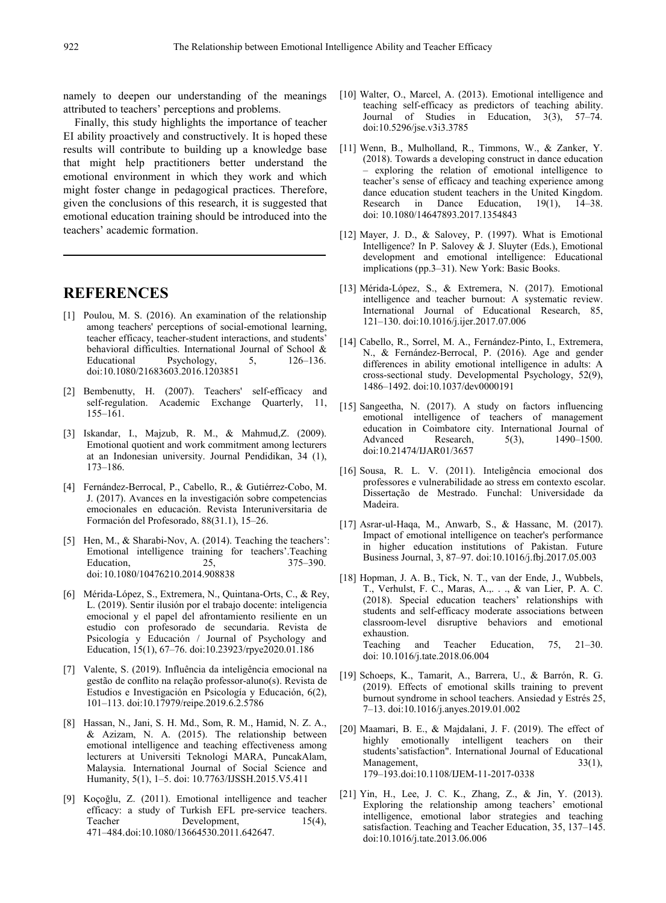namely to deepen our understanding of the meanings attributed to teachers' perceptions and problems.

Finally, this study highlights the importance of teacher EI ability proactively and constructively. It is hoped these results will contribute to building up a knowledge base that might help practitioners better understand the emotional environment in which they work and which might foster change in pedagogical practices. Therefore, given the conclusions of this research, it is suggested that emotional education training should be introduced into the teachers' academic formation.

# REFERENCES

[1] Poulou, M. S. (2016). An examination of the relationship among teachers' perceptions of social-emotional learning, teacher efficacy, teacher-student interactions, and students' behavioral difficulties. International Journal of School & Educational Psychology, 5, 126–136. doi:10.1080/21683603.2016.1203851

[2] Bembenutty, H. (2007). Teachers' self-efficacy and self-regulation. Academic Exchange Quarterly, 11, 155–161.

[3] Iskandar, I., Majzub, R. M., & Mahmud,Z. (2009). Emotional quotient and work commitment among lecturers at an Indonesian university. Journal Pendidikan, 34 (1), 173–186.

[4] Fernández-Berrocal, P., Cabello, R., & Gutiérrez-Cobo, M. J. (2017). Avances en la investigación sobre competencias emocionales en educación. Revista Interuniversitaria de Formación del Profesorado, 88(31.1), 15–26.

[5] Hen, M., & Sharabi-Nov, A. (2014). Teaching the teachers': Emotional intelligence training for teachers'.Teaching Education, 25, 375–390. doi:10.1080/10476210.2014.908838

[6] Mérida-López, S., Extremera, N., Quintana-Orts, C., & Rey, L. (2019). Sentir ilusión por el trabajo docente: inteligencia emocional y el papel del afrontamiento resiliente en un estudio con profesorado de secundaria. Revista de Psicología y Educación / Journal of Psychology and Education, 15(1), 67–76. doi:10.23923/rpye2020.01.186

[7] Valente, S. (2019). Influência da inteligência emocional na gestão de conflito na relação professor-aluno(s). Revista de Estudios e Investigación en Psicología y Educación, 6(2), 101–113. doi:10.17979/reipe.2019.6.2.5786

[8] Hassan, N., Jani, S. H. Md., Som, R. M., Hamid, N. Z. A., & Azizam, N. A. (2015). The relationship between emotional intelligence and teaching effectiveness among lecturers at Universiti Teknologi MARA, PuncakAlam, Malaysia. International Journal of Social Science and Humanity, 5(1), 1–5. doi: 10.7763/IJSSH.2015.V5.411

[9] Koçoğlu, Z. (2011). Emotional intelligence and teacher efficacy: a study of Turkish EFL pre-service teachers. Teacher Development, 15(4), 471–484.doi:10.1080/13664530.2011.642647.

[10] Walter, O., Marcel, A. (2013). Emotional intelligence and teaching self-efficacy as predictors of teaching ability. Journal of Studies in Education, 3(3), 57–74. doi:10.5296/jse.v3i3.3785

[11] Wenn, B., Mulholland, R., Timmons, W., & Zanker, Y. (2018). Towards a developing construct in dance education – exploring the relation of emotional intelligence to teacher's sense of efficacy and teaching experience among dance education student teachers in the United Kingdom. Research in Dance Education, 19(1), 14–38. doi: 10.1080/14647893.2017.1354843

[12] Mayer, J. D., & Salovey, P. (1997). What is Emotional Intelligence? In P. Salovey & J. Sluyter (Eds.), Emotional development and emotional intelligence: Educational implications (pp.3–31). New York: Basic Books.

[13] Mérida-López, S., & Extremera, N. (2017). Emotional intelligence and teacher burnout: A systematic review. International Journal of Educational Research, 85, 121–130. doi:10.1016/j.ijer.2017.07.006

[14] Cabello, R., Sorrel, M. A., Fernández-Pinto, I., Extremera, N., & Fernández-Berrocal, P. (2016). Age and gender differences in ability emotional intelligence in adults: A cross-sectional study. Developmental Psychology, 52(9), 1486–1492. doi:10.1037/dev0000191

[15] Sangeetha, N. (2017). A study on factors influencing emotional intelligence of teachers of management education in Coimbatore city. International Journal of Advanced Research, 5(3), 1490–1500. doi:10.21474/IJAR01/3657

[16] Sousa, R. L. V. (2011). Inteligência emocional dos professores e vulnerabilidade ao stress em contexto escolar. Dissertação de Mestrado. Funchal: Universidade da Madeira.

[17] Asrar-ul-Haqa, M., Anwarb, S., & Hassanc, M. (2017). Impact of emotional intelligence on teacher's performance in higher education institutions of Pakistan. Future Business Journal, 3, 87–97. doi:10.1016/j.fbj.2017.05.003

[18] Hopman, J. A. B., Tick, N. T., van der Ende, J., Wubbels, T., Verhulst, F. C., Maras, A.,. . ., & van Lier, P. A. C. (2018). Special education teachers' relationships with students and self-efficacy moderate associations between classroom-level disruptive behaviors and emotional exhaustion. Teaching and Teacher Education, 75, 21–30. doi: 10.1016/j.tate.2018.06.004

[19] Schoeps, K., Tamarit, A., Barrera, U., & Barrón, R. G. (2019). Effects of emotional skills training to prevent burnout syndrome in school teachers. Ansiedad y Estrés 25, 7–13. doi:10.1016/j.anyes.2019.01.002

[20] Maamari, B. E., & Majdalani, J. F. (2019). The effect of highly emotionally intelligent teachers on their students'satisfaction". International Journal of Educational Management, 33(1), 179–193.doi:10.1108/IJEM-11-2017-0338

[21] Yin, H., Lee, J. C. K., Zhang, Z., & Jin, Y. (2013). Exploring the relationship among teachers' emotional intelligence, emotional labor strategies and teaching satisfaction. Teaching and Teacher Education, 35, 137–145. doi:10.1016/j.tate.2013.06.006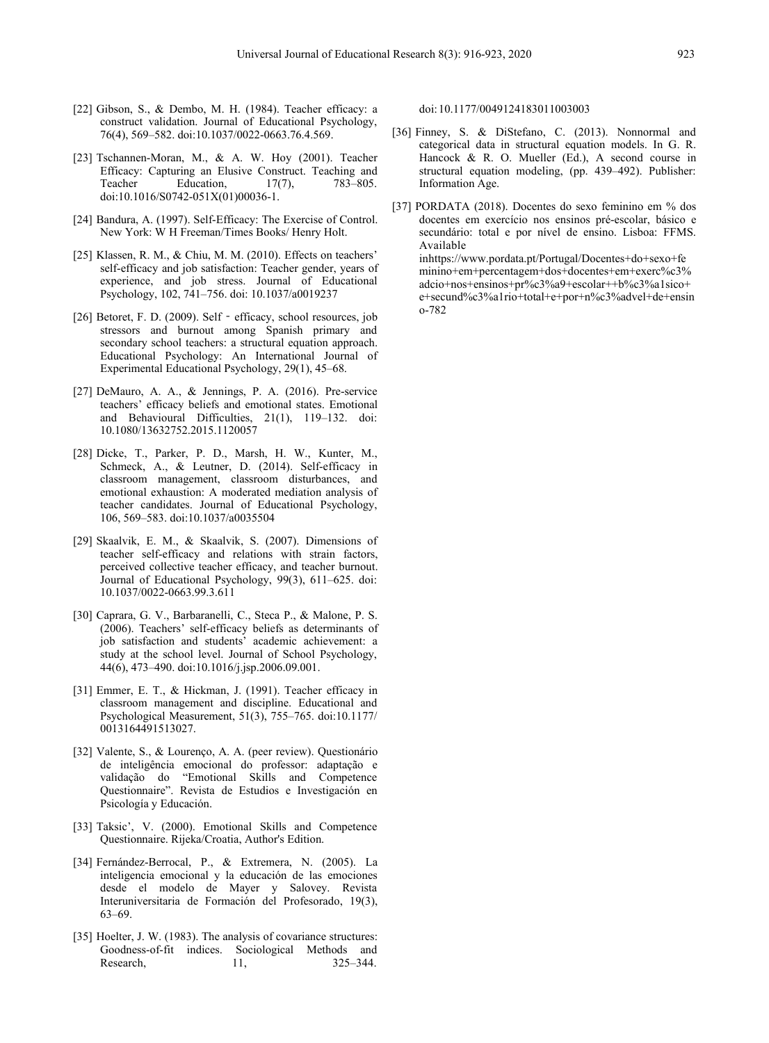[22] Gibson, S., & Dembo, M. H. (1984). Teacher efficacy: a construct validation. Journal of Educational Psychology, 76(4), 569–582. doi:10.1037/0022-0663.76.4.569.

[23] Tschannen-Moran, M., & A. W. Hoy (2001). Teacher Efficacy: Capturing an Elusive Construct. Teaching and Teacher Education, 17(7), 783–805. doi:10.1016/S0742-051X(01)00036-1.

[24] Bandura, A. (1997). Self-Efficacy: The Exercise of Control. New York: W H Freeman/Times Books/ Henry Holt.

[25] Klassen, R. M., & Chiu, M. M. (2010). Effects on teachers' self-efficacy and job satisfaction: Teacher gender, years of experience, and job stress. Journal of Educational Psychology, 102, 741–756. doi: 10.1037/a0019237

[26] Betoret, F. D. (2009). Self‐efficacy, school resources, job stressors and burnout among Spanish primary and secondary school teachers: a structural equation approach. Educational Psychology: An International Journal of Experimental Educational Psychology, 29(1), 45–68.

[27] DeMauro, A. A., & Jennings, P. A. (2016). Pre-service teachers' efficacy beliefs and emotional states. Emotional and Behavioural Difficulties, 21(1), 119–132. doi: 10.1080/13632752.2015.1120057

[28] Dicke, T., Parker, P. D., Marsh, H. W., Kunter, M., Schmeck, A., & Leutner, D. (2014). Self-efficacy in classroom management, classroom disturbances, and emotional exhaustion: A moderated mediation analysis of teacher candidates. Journal of Educational Psychology, 106, 569–583. doi:10.1037/a0035504

[29] Skaalvik, E. M., & Skaalvik, S. (2007). Dimensions of teacher self-efficacy and relations with strain factors, perceived collective teacher efficacy, and teacher burnout. Journal of Educational Psychology, 99(3), 611–625. doi: 10.1037/0022-0663.99.3.611

[30] Caprara, G. V., Barbaranelli, C., Steca P., & Malone, P. S. (2006). Teachers' self-efficacy beliefs as determinants of job satisfaction and students' academic achievement: a study at the school level. Journal of School Psychology, 44(6), 473–490. doi:10.1016/j.jsp.2006.09.001.

[31] Emmer, E. T., & Hickman, J. (1991). Teacher efficacy in classroom management and discipline. Educational and Psychological Measurement, 51(3), 755–765. doi:10.1177/0013164491513027.

[32] Valente, S., & Lourenço, A. A. (peer review). Questionário de inteligência emocional do professor: adaptação e validação do "Emotional Skills and Competence Questionnaire". Revista de Estudios e Investigación en Psicología y Educación.

[33] Taksic', V. (2000). Emotional Skills and Competence Questionnaire. Rijeka/Croatia, Author's Edition.

[34] Fernández-Berrocal, P., & Extremera, N. (2005). La inteligencia emocional y la educación de las emociones desde el modelo de Mayer y Salovey. Revista Interuniversitaria de Formación del Profesorado, 19(3), 63–69.

[35] Hoelter, J. W. (1983). The analysis of covariance structures: Goodness-of-fit indices. Sociological Methods and Research, 11, 325–344. doi:10.1177/0049124183011003003

[36] Finney, S. & DiStefano, C. (2013). Nonnormal and categorical data in structural equation models. In G. R. Hancock & R. O. Mueller (Ed.), A second course in structural equation modeling, (pp. 439–492). Publisher: Information Age.

[37] PORDATA (2018). Docentes do sexo feminino em % dos docentes em exercício nos ensinos pré-escolar, básico e secundário: total e por nível de ensino. Lisboa: FFMS. Available inhttps://www.pordata.pt/Portugal/Docentes+do+sexo+feminino+em+percentagem+dos+docentes+em+exerc%c3%adcio+nos+ensinos+pr%c3%a9+escolar++b%c3%a1sico+e+secund%c3%a1rio+total+e+por+n%c3%advel+de+ensino-782